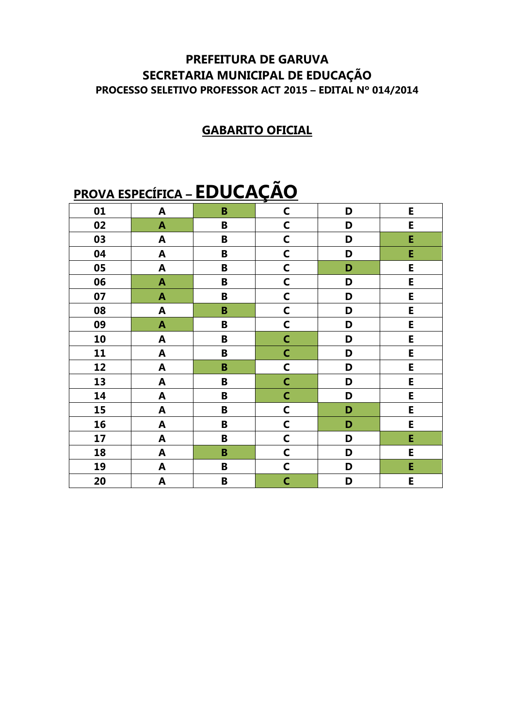# PREFEITURA DE GARUVA
## SECRETARIA MUNICIPAL DE EDUCAÇÃO
### PROCESSO SELETIVO PROFESSOR ACT 2015 – EDITAL Nº 014/2014

## GABARITO OFICIAL

## PROVA ESPECÍFICA – EDUCAÇÃO

Correct answers (highlighted in the original) are shown in bold.

| Questão | | | | | |
|---|---|---|---|---|---|
| 01 | A | **B** | C | D | E |
| 02 | **A** | B | C | D | E |
| 03 | A | B | C | D | **E** |
| 04 | A | B | C | D | **E** |
| 05 | A | B | C | **D** | E |
| 06 | **A** | B | C | D | E |
| 07 | **A** | B | C | D | E |
| 08 | A | **B** | C | D | E |
| 09 | **A** | B | C | D | E |
| 10 | A | B | **C** | D | E |
| 11 | A | B | **C** | D | E |
| 12 | A | **B** | C | D | E |
| 13 | A | B | **C** | D | E |
| 14 | A | B | **C** | D | E |
| 15 | A | B | C | **D** | E |
| 16 | A | B | C | **D** | E |
| 17 | A | B | C | D | **E** |
| 18 | A | **B** | C | D | E |
| 19 | A | B | C | D | **E** |
| 20 | A | B | **C** | D | E |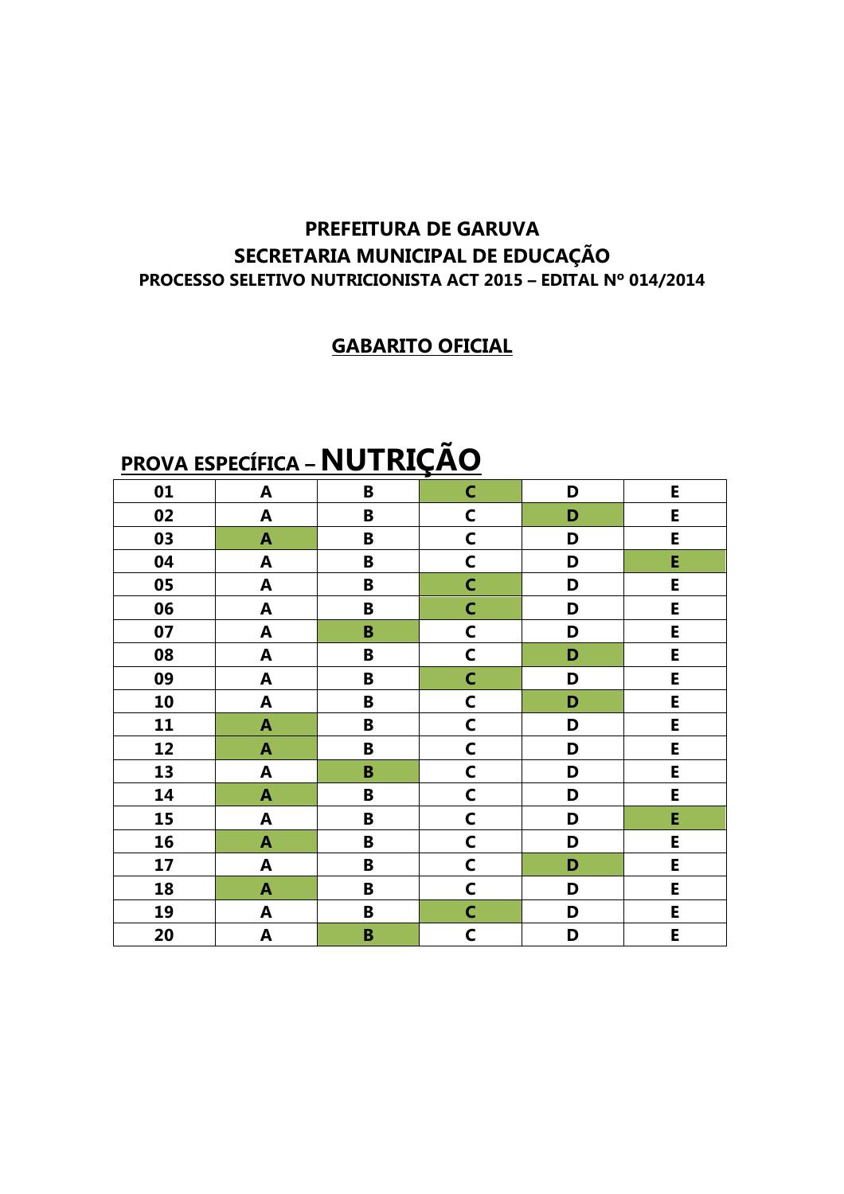## PREFEITURA DE GARUVA
## SECRETARIA MUNICIPAL DE EDUCAÇÃO
### PROCESSO SELETIVO NUTRICIONISTA ACT 2015 – EDITAL Nº 014/2014

## GABARITO OFICIAL

## PROVA ESPECÍFICA – NUTRIÇÃO

Correct answers (highlighted in the original) are shown in bold.

| | | | | | |
|---|---|---|---|---|---|
| 01 | A | B | **C** | D | E |
| 02 | A | B | C | **D** | E |
| 03 | **A** | B | C | D | E |
| 04 | A | B | C | D | **E** |
| 05 | A | B | **C** | D | E |
| 06 | A | B | **C** | D | E |
| 07 | A | **B** | C | D | E |
| 08 | A | B | C | **D** | E |
| 09 | A | B | **C** | D | E |
| 10 | A | B | C | **D** | E |
| 11 | **A** | B | C | D | E |
| 12 | **A** | B | C | D | E |
| 13 | A | **B** | C | D | E |
| 14 | **A** | B | C | D | E |
| 15 | A | B | C | D | **E** |
| 16 | **A** | B | C | D | E |
| 17 | A | B | C | **D** | E |
| 18 | **A** | B | C | D | E |
| 19 | A | B | **C** | D | E |
| 20 | A | **B** | C | D | E |